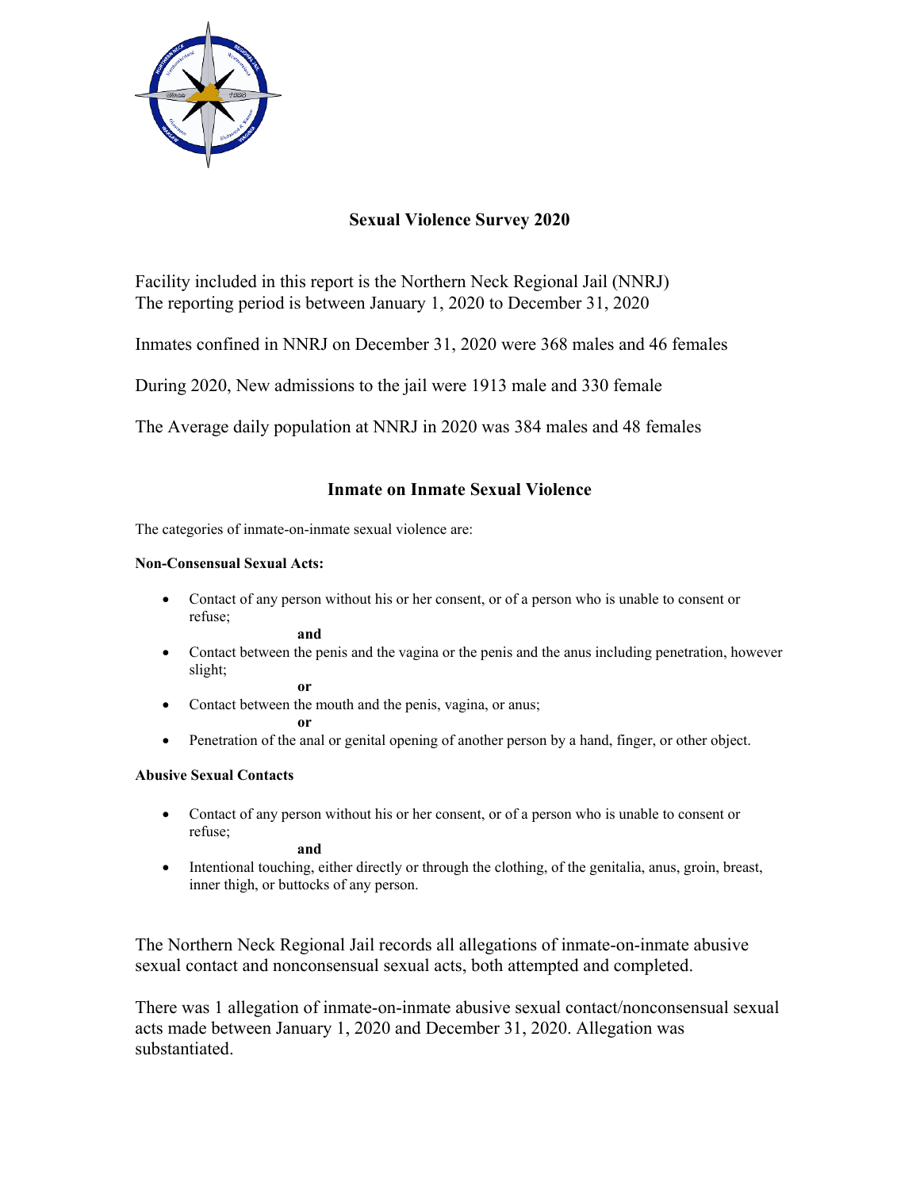## Sexual Violence Survey 2020

Facility included in this report is the Northern Neck Regional Jail (NNRJ)
The reporting period is between January 1, 2020 to December 31, 2020

Inmates confined in NNRJ on December 31, 2020 were 368 males and 46 females

During 2020, New admissions to the jail were 1913 male and 330 female

The Average daily population at NNRJ in 2020 was 384 males and 48 females

## Inmate on Inmate Sexual Violence

The categories of inmate-on-inmate sexual violence are:

**Non-Consensual Sexual Acts:**

- Contact of any person without his or her consent, or of a person who is unable to consent or refuse;

  **and**

- Contact between the penis and the vagina or the penis and the anus including penetration, however slight;

  **or**

- Contact between the mouth and the penis, vagina, or anus;

  **or**

- Penetration of the anal or genital opening of another person by a hand, finger, or other object.

**Abusive Sexual Contacts**

- Contact of any person without his or her consent, or of a person who is unable to consent or refuse;

  **and**

- Intentional touching, either directly or through the clothing, of the genitalia, anus, groin, breast, inner thigh, or buttocks of any person.

The Northern Neck Regional Jail records all allegations of inmate-on-inmate abusive sexual contact and nonconsensual sexual acts, both attempted and completed.

There was 1 allegation of inmate-on-inmate abusive sexual contact/nonconsensual sexual acts made between January 1, 2020 and December 31, 2020. Allegation was substantiated.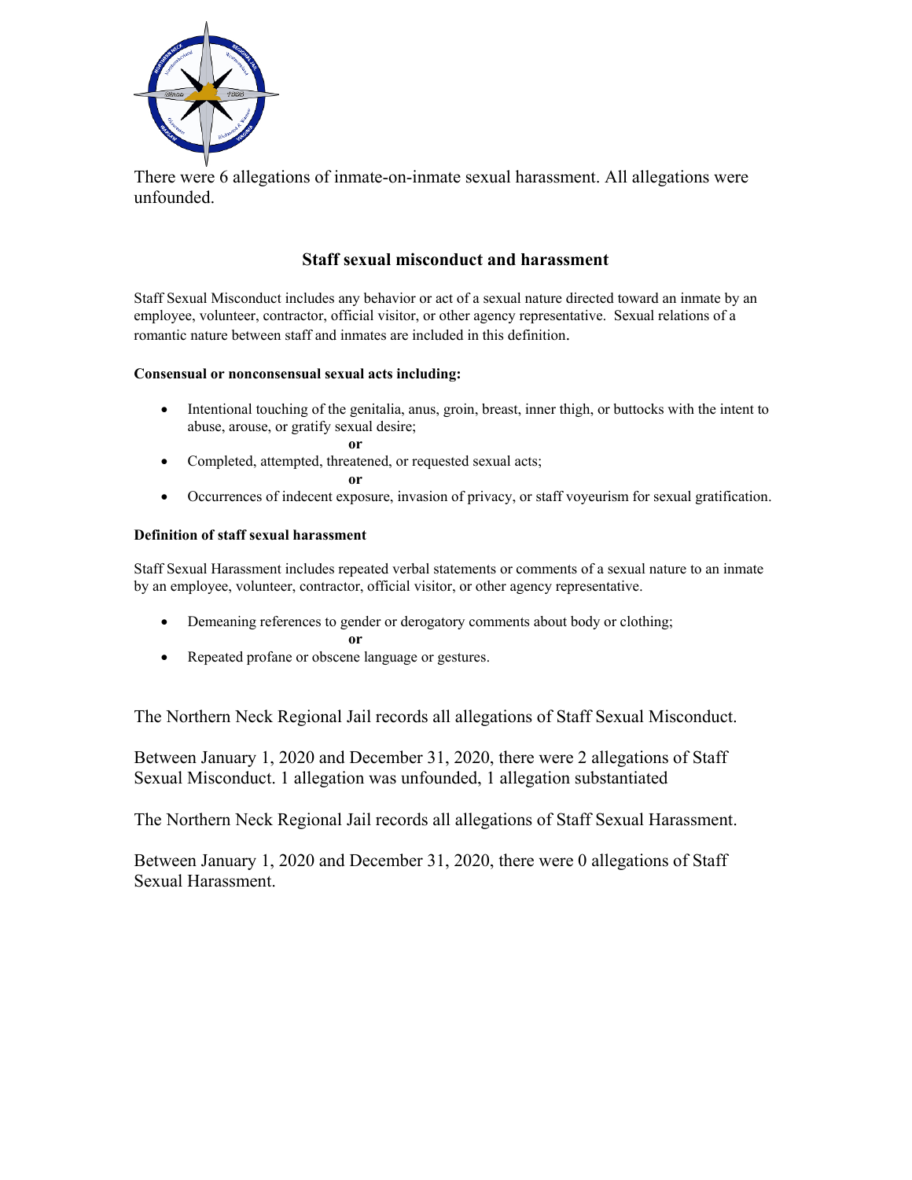There were 6 allegations of inmate-on-inmate sexual harassment. All allegations were unfounded.

## Staff sexual misconduct and harassment

Staff Sexual Misconduct includes any behavior or act of a sexual nature directed toward an inmate by an employee, volunteer, contractor, official visitor, or other agency representative. Sexual relations of a romantic nature between staff and inmates are included in this definition.

**Consensual or nonconsensual sexual acts including:**

- Intentional touching of the genitalia, anus, groin, breast, inner thigh, or buttocks with the intent to abuse, arouse, or gratify sexual desire;

  **or**
- Completed, attempted, threatened, or requested sexual acts;

  **or**
- Occurrences of indecent exposure, invasion of privacy, or staff voyeurism for sexual gratification.

**Definition of staff sexual harassment**

Staff Sexual Harassment includes repeated verbal statements or comments of a sexual nature to an inmate by an employee, volunteer, contractor, official visitor, or other agency representative.

- Demeaning references to gender or derogatory comments about body or clothing;

  **or**
- Repeated profane or obscene language or gestures.

The Northern Neck Regional Jail records all allegations of Staff Sexual Misconduct.

Between January 1, 2020 and December 31, 2020, there were 2 allegations of Staff Sexual Misconduct. 1 allegation was unfounded, 1 allegation substantiated

The Northern Neck Regional Jail records all allegations of Staff Sexual Harassment.

Between January 1, 2020 and December 31, 2020, there were 0 allegations of Staff Sexual Harassment.